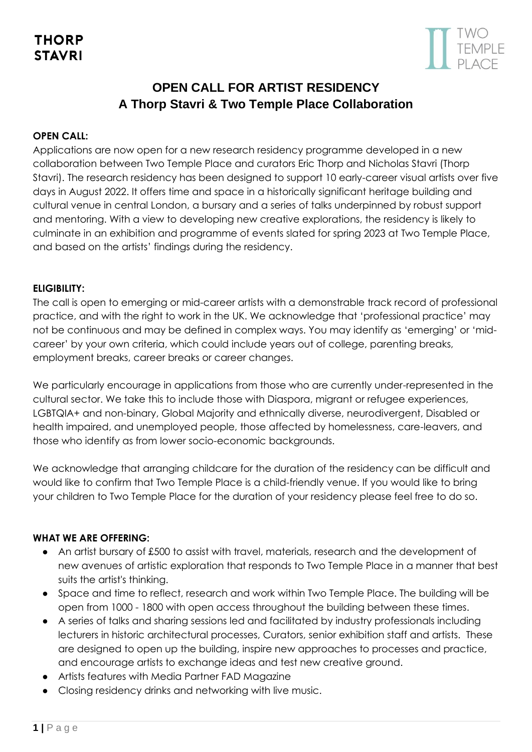THORP
STAVRI

TWO
TEMPLE
PLACE

# OPEN CALL FOR ARTIST RESIDENCY
## A Thorp Stavri & Two Temple Place Collaboration

**OPEN CALL:**

Applications are now open for a new research residency programme developed in a new collaboration between Two Temple Place and curators Eric Thorp and Nicholas Stavri (Thorp Stavri). The research residency has been designed to support 10 early-career visual artists over five days in August 2022. It offers time and space in a historically significant heritage building and cultural venue in central London, a bursary and a series of talks underpinned by robust support and mentoring. With a view to developing new creative explorations, the residency is likely to culminate in an exhibition and programme of events slated for spring 2023 at Two Temple Place, and based on the artists' findings during the residency.

**ELIGIBILITY:**

The call is open to emerging or mid-career artists with a demonstrable track record of professional practice, and with the right to work in the UK. We acknowledge that 'professional practice' may not be continuous and may be defined in complex ways. You may identify as 'emerging' or 'mid-career' by your own criteria, which could include years out of college, parenting breaks, employment breaks, career breaks or career changes.

We particularly encourage in applications from those who are currently under-represented in the cultural sector. We take this to include those with Diaspora, migrant or refugee experiences, LGBTQIA+ and non-binary, Global Majority and ethnically diverse, neurodivergent, Disabled or health impaired, and unemployed people, those affected by homelessness, care-leavers, and those who identify as from lower socio-economic backgrounds.

We acknowledge that arranging childcare for the duration of the residency can be difficult and would like to confirm that Two Temple Place is a child-friendly venue. If you would like to bring your children to Two Temple Place for the duration of your residency please feel free to do so.

**WHAT WE ARE OFFERING:**

- An artist bursary of £500 to assist with travel, materials, research and the development of new avenues of artistic exploration that responds to Two Temple Place in a manner that best suits the artist's thinking.
- Space and time to reflect, research and work within Two Temple Place. The building will be open from 1000 - 1800 with open access throughout the building between these times.
- A series of talks and sharing sessions led and facilitated by industry professionals including lecturers in historic architectural processes, Curators, senior exhibition staff and artists. These are designed to open up the building, inspire new approaches to processes and practice, and encourage artists to exchange ideas and test new creative ground.
- Artists features with Media Partner FAD Magazine
- Closing residency drinks and networking with live music.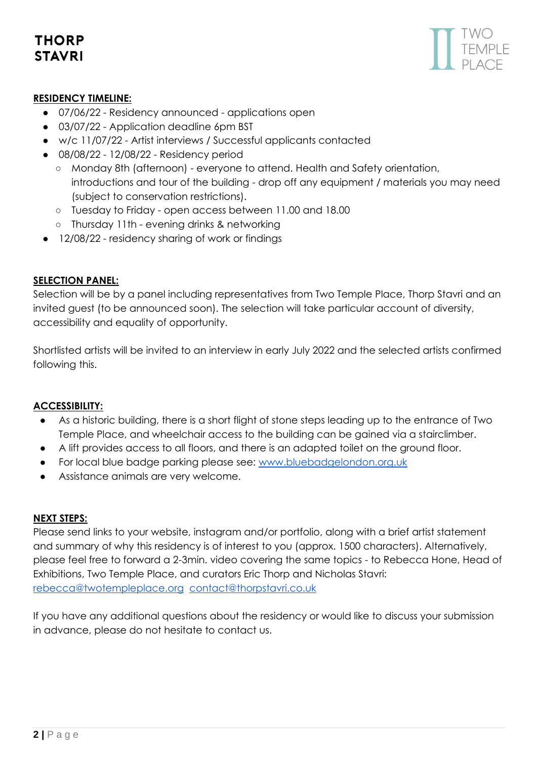**RESIDENCY TIMELINE:**

- 07/06/22 - Residency announced - applications open
- 03/07/22 - Application deadline 6pm BST
- w/c 11/07/22 - Artist interviews / Successful applicants contacted
- 08/08/22 - 12/08/22 - Residency period
  - Monday 8th (afternoon) - everyone to attend. Health and Safety orientation, introductions and tour of the building - drop off any equipment / materials you may need (subject to conservation restrictions).
  - Tuesday to Friday - open access between 11.00 and 18.00
  - Thursday 11th - evening drinks & networking
- 12/08/22 - residency sharing of work or findings

**SELECTION PANEL:**

Selection will be by a panel including representatives from Two Temple Place, Thorp Stavri and an invited guest (to be announced soon). The selection will take particular account of diversity, accessibility and equality of opportunity.

Shortlisted artists will be invited to an interview in early July 2022 and the selected artists confirmed following this.

**ACCESSIBILITY:**

- As a historic building, there is a short flight of stone steps leading up to the entrance of Two Temple Place, and wheelchair access to the building can be gained via a stairclimber.
- A lift provides access to all floors, and there is an adapted toilet on the ground floor.
- For local blue badge parking please see: [www.bluebadgelondon.org.uk](http://www.bluebadgelondon.org.uk)
- Assistance animals are very welcome.

**NEXT STEPS:**

Please send links to your website, instagram and/or portfolio, along with a brief artist statement and summary of why this residency is of interest to you (approx. 1500 characters). Alternatively, please feel free to forward a 2-3min. video covering the same topics - to Rebecca Hone, Head of Exhibitions, Two Temple Place, and curators Eric Thorp and Nicholas Stavri: [rebecca@twotempleplace.org](mailto:rebecca@twotempleplace.org) [contact@thorpstavri.co.uk](mailto:contact@thorpstavri.co.uk)

If you have any additional questions about the residency or would like to discuss your submission in advance, please do not hesitate to contact us.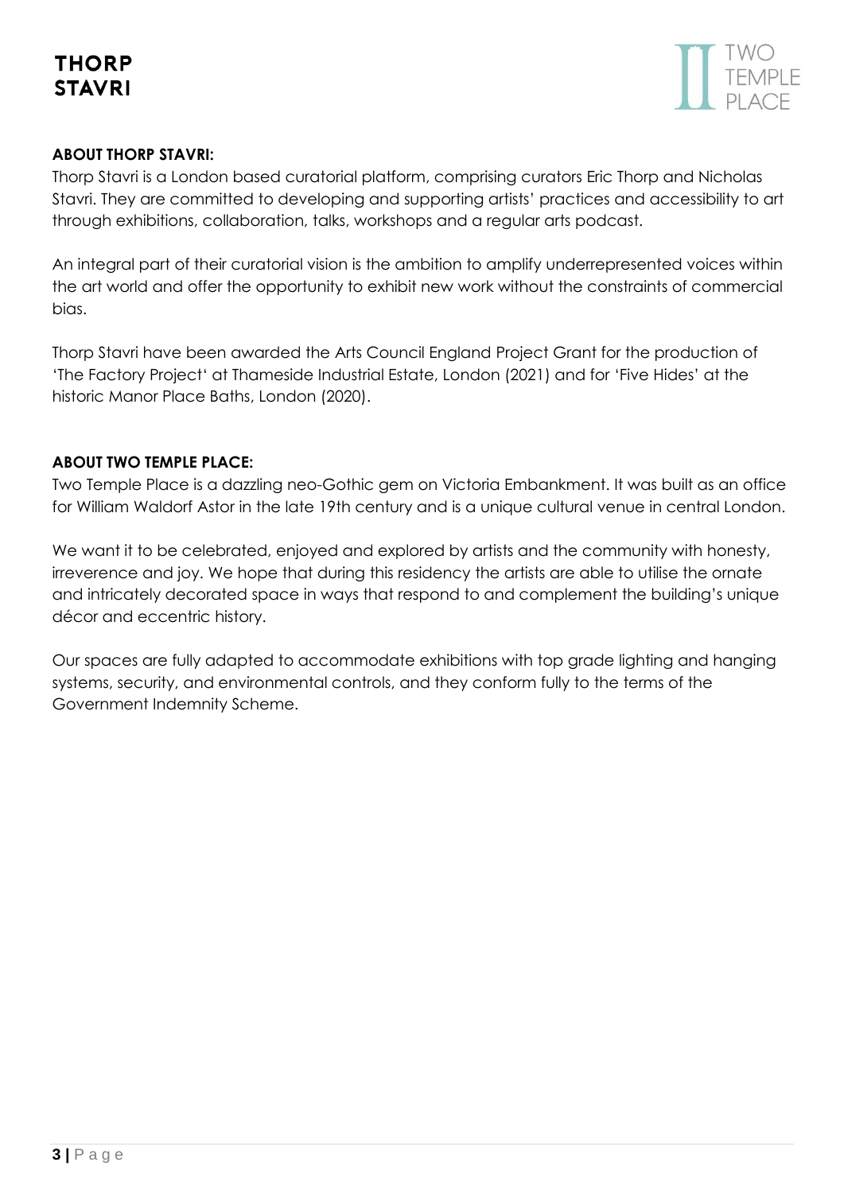**ABOUT THORP STAVRI:**

Thorp Stavri is a London based curatorial platform, comprising curators Eric Thorp and Nicholas Stavri. They are committed to developing and supporting artists' practices and accessibility to art through exhibitions, collaboration, talks, workshops and a regular arts podcast.

An integral part of their curatorial vision is the ambition to amplify underrepresented voices within the art world and offer the opportunity to exhibit new work without the constraints of commercial bias.

Thorp Stavri have been awarded the Arts Council England Project Grant for the production of 'The Factory Project' at Thameside Industrial Estate, London (2021) and for 'Five Hides' at the historic Manor Place Baths, London (2020).

**ABOUT TWO TEMPLE PLACE:**

Two Temple Place is a dazzling neo-Gothic gem on Victoria Embankment. It was built as an office for William Waldorf Astor in the late 19th century and is a unique cultural venue in central London.

We want it to be celebrated, enjoyed and explored by artists and the community with honesty, irreverence and joy. We hope that during this residency the artists are able to utilise the ornate and intricately decorated space in ways that respond to and complement the building's unique décor and eccentric history.

Our spaces are fully adapted to accommodate exhibitions with top grade lighting and hanging systems, security, and environmental controls, and they conform fully to the terms of the Government Indemnity Scheme.